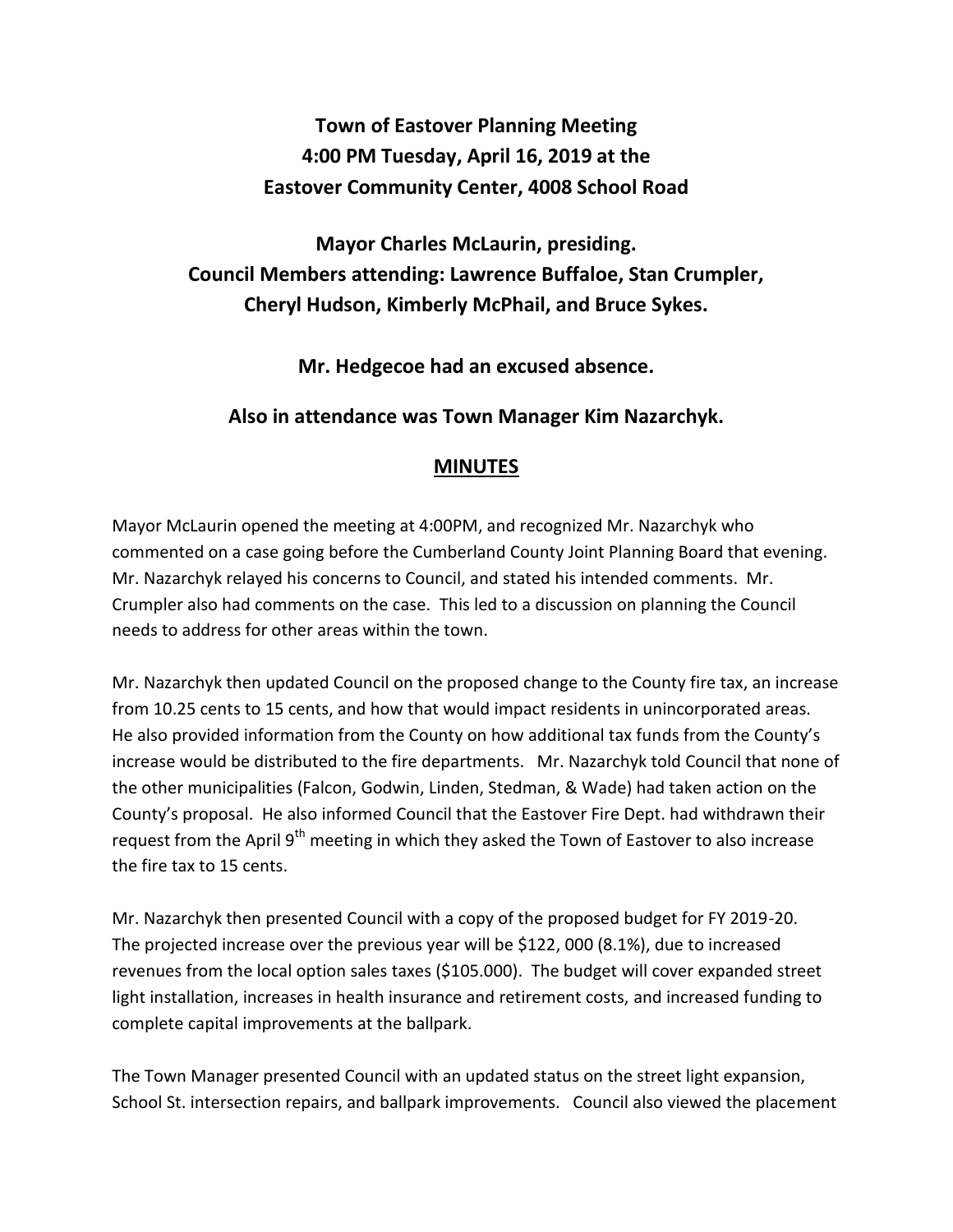# Town of Eastover Planning Meeting
# 4:00 PM Tuesday, April 16, 2019 at the
# Eastover Community Center, 4008 School Road

**Mayor Charles McLaurin, presiding.**
**Council Members attending: Lawrence Buffaloe, Stan Crumpler, Cheryl Hudson, Kimberly McPhail, and Bruce Sykes.**

**Mr. Hedgecoe had an excused absence.**

**Also in attendance was Town Manager Kim Nazarchyk.**

## MINUTES

Mayor McLaurin opened the meeting at 4:00PM, and recognized Mr. Nazarchyk who commented on a case going before the Cumberland County Joint Planning Board that evening. Mr. Nazarchyk relayed his concerns to Council, and stated his intended comments. Mr. Crumpler also had comments on the case. This led to a discussion on planning the Council needs to address for other areas within the town.

Mr. Nazarchyk then updated Council on the proposed change to the County fire tax, an increase from 10.25 cents to 15 cents, and how that would impact residents in unincorporated areas. He also provided information from the County on how additional tax funds from the County's increase would be distributed to the fire departments. Mr. Nazarchyk told Council that none of the other municipalities (Falcon, Godwin, Linden, Stedman, & Wade) had taken action on the County's proposal. He also informed Council that the Eastover Fire Dept. had withdrawn their request from the April 9th meeting in which they asked the Town of Eastover to also increase the fire tax to 15 cents.

Mr. Nazarchyk then presented Council with a copy of the proposed budget for FY 2019-20. The projected increase over the previous year will be $122, 000 (8.1%), due to increased revenues from the local option sales taxes ($105.000). The budget will cover expanded street light installation, increases in health insurance and retirement costs, and increased funding to complete capital improvements at the ballpark.

The Town Manager presented Council with an updated status on the street light expansion, School St. intersection repairs, and ballpark improvements. Council also viewed the placement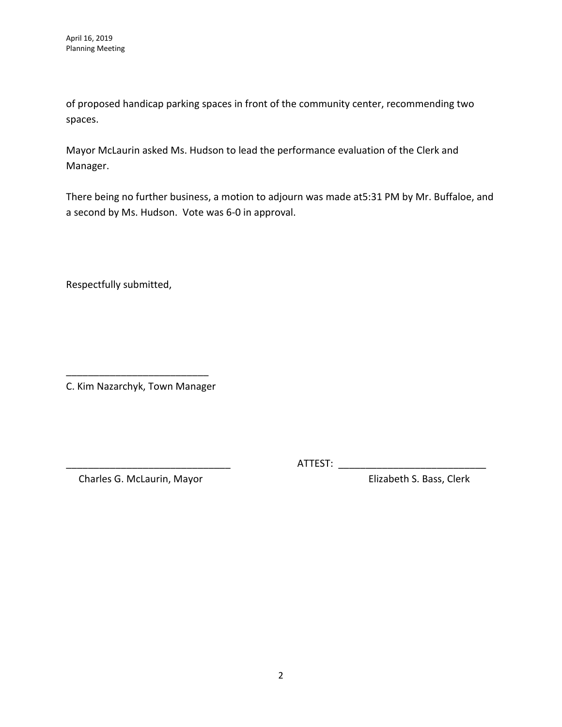of proposed handicap parking spaces in front of the community center, recommending two spaces.

Mayor McLaurin asked Ms. Hudson to lead the performance evaluation of the Clerk and Manager.

There being no further business, a motion to adjourn was made at5:31 PM by Mr. Buffaloe, and a second by Ms. Hudson. Vote was 6-0 in approval.

Respectfully submitted,

\_\_\_\_\_\_\_\_\_\_\_\_\_\_\_\_\_\_\_\_\_\_\_\_\_\_
C. Kim Nazarchyk, Town Manager

\_\_\_\_\_\_\_\_\_\_\_\_\_\_\_\_\_\_\_\_\_\_\_\_\_\_\_\_\_\_ ATTEST: \_\_\_\_\_\_\_\_\_\_\_\_\_\_\_\_\_\_\_\_\_\_\_\_\_\_\_
Charles G. McLaurin, Mayor Elizabeth S. Bass, Clerk